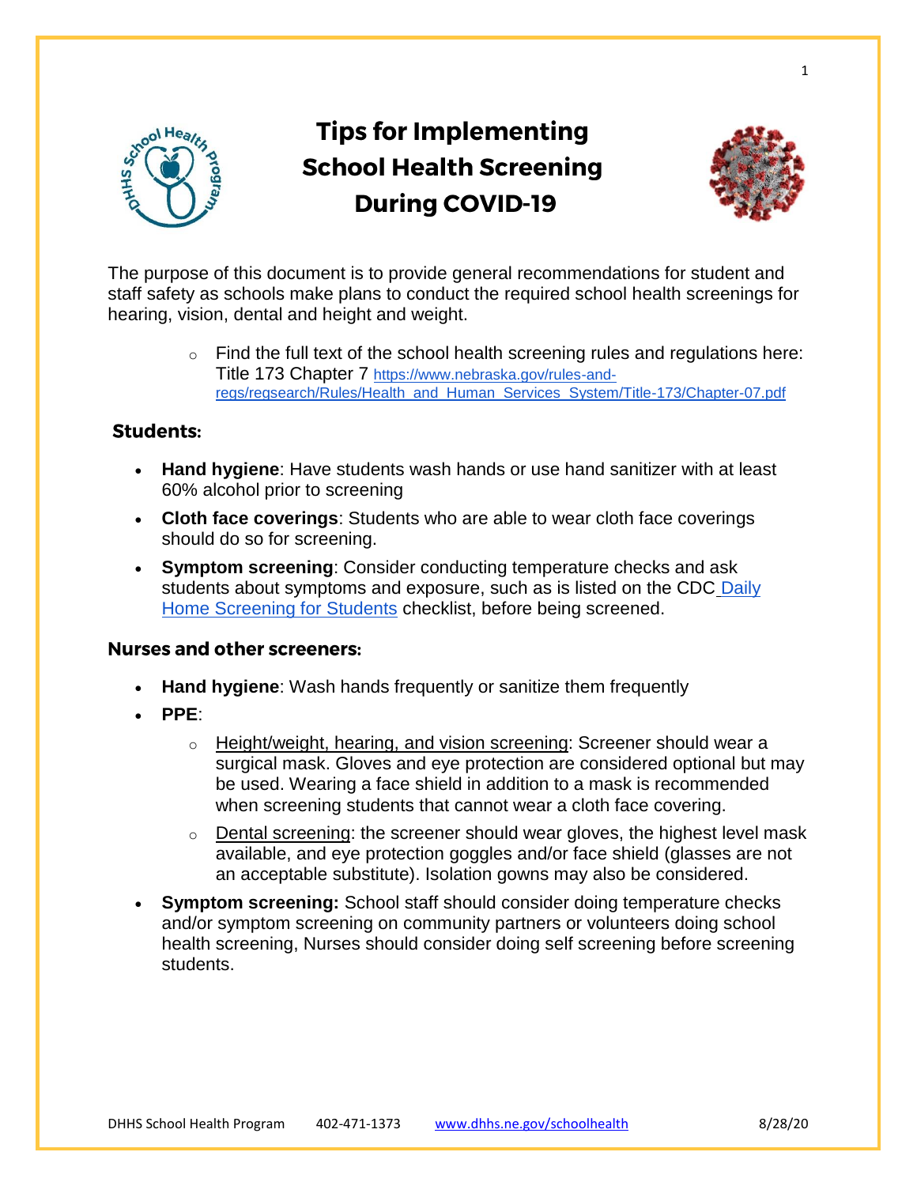# Tips for Implementing School Health Screening During COVID-19

The purpose of this document is to provide general recommendations for student and staff safety as schools make plans to conduct the required school health screenings for hearing, vision, dental and height and weight.

- Find the full text of the school health screening rules and regulations here: Title 173 Chapter 7 https://www.nebraska.gov/rules-and-regs/regsearch/Rules/Health_and_Human_Services_System/Title-173/Chapter-07.pdf

## Students:

- **Hand hygiene**: Have students wash hands or use hand sanitizer with at least 60% alcohol prior to screening
- **Cloth face coverings**: Students who are able to wear cloth face coverings should do so for screening.
- **Symptom screening**: Consider conducting temperature checks and ask students about symptoms and exposure, such as is listed on the CDC Daily Home Screening for Students checklist, before being screened.

## Nurses and other screeners:

- **Hand hygiene**: Wash hands frequently or sanitize them frequently
- **PPE**:
  - Height/weight, hearing, and vision screening: Screener should wear a surgical mask. Gloves and eye protection are considered optional but may be used. Wearing a face shield in addition to a mask is recommended when screening students that cannot wear a cloth face covering.
  - Dental screening: the screener should wear gloves, the highest level mask available, and eye protection goggles and/or face shield (glasses are not an acceptable substitute). Isolation gowns may also be considered.
- **Symptom screening:** School staff should consider doing temperature checks and/or symptom screening on community partners or volunteers doing school health screening, Nurses should consider doing self screening before screening students.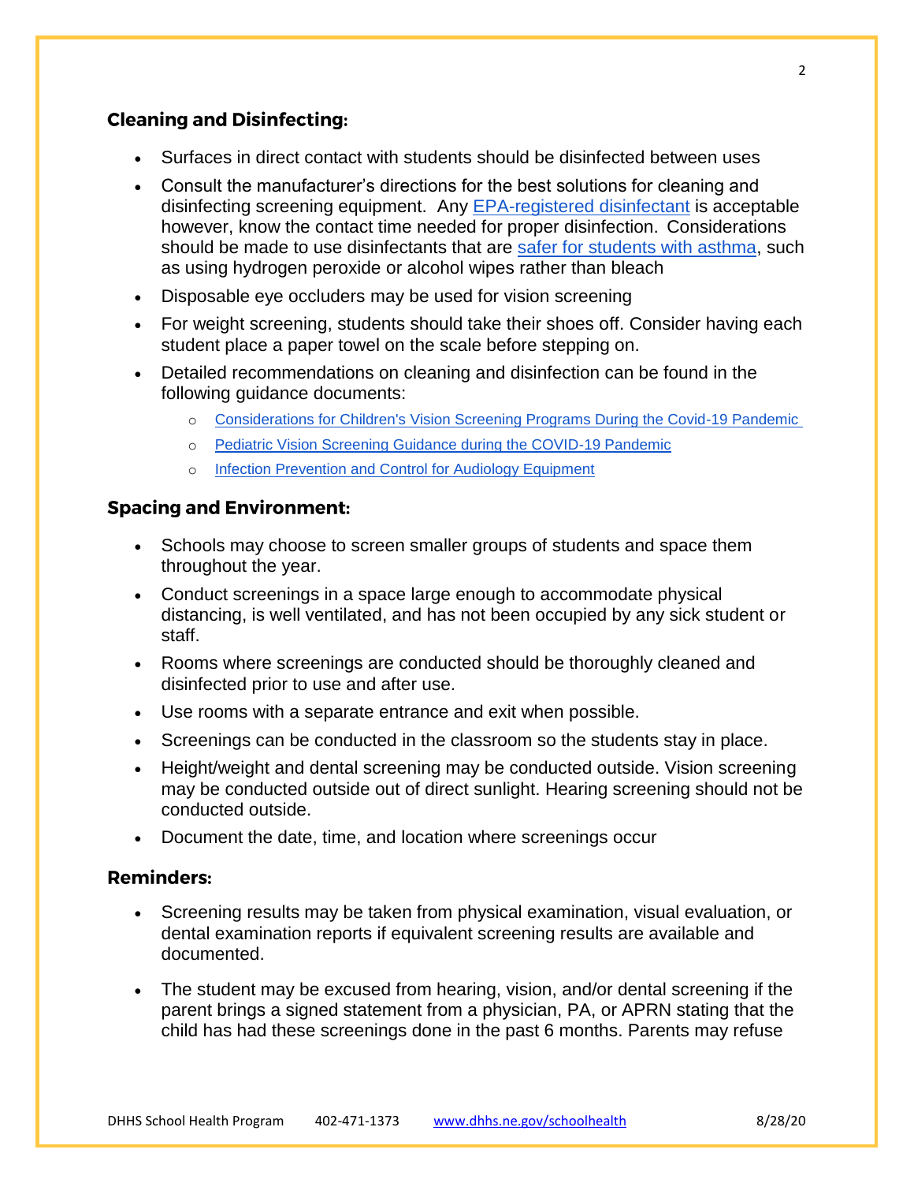## Cleaning and Disinfecting:

- Surfaces in direct contact with students should be disinfected between uses
- Consult the manufacturer's directions for the best solutions for cleaning and disinfecting screening equipment. Any EPA-registered disinfectant is acceptable however, know the contact time needed for proper disinfection. Considerations should be made to use disinfectants that are safer for students with asthma, such as using hydrogen peroxide or alcohol wipes rather than bleach
- Disposable eye occluders may be used for vision screening
- For weight screening, students should take their shoes off. Consider having each student place a paper towel on the scale before stepping on.
- Detailed recommendations on cleaning and disinfection can be found in the following guidance documents:
  - Considerations for Children's Vision Screening Programs During the Covid-19 Pandemic
  - Pediatric Vision Screening Guidance during the COVID-19 Pandemic
  - Infection Prevention and Control for Audiology Equipment

## Spacing and Environment:

- Schools may choose to screen smaller groups of students and space them throughout the year.
- Conduct screenings in a space large enough to accommodate physical distancing, is well ventilated, and has not been occupied by any sick student or staff.
- Rooms where screenings are conducted should be thoroughly cleaned and disinfected prior to use and after use.
- Use rooms with a separate entrance and exit when possible.
- Screenings can be conducted in the classroom so the students stay in place.
- Height/weight and dental screening may be conducted outside. Vision screening may be conducted outside out of direct sunlight. Hearing screening should not be conducted outside.
- Document the date, time, and location where screenings occur

## Reminders:

- Screening results may be taken from physical examination, visual evaluation, or dental examination reports if equivalent screening results are available and documented.
- The student may be excused from hearing, vision, and/or dental screening if the parent brings a signed statement from a physician, PA, or APRN stating that the child has had these screenings done in the past 6 months. Parents may refuse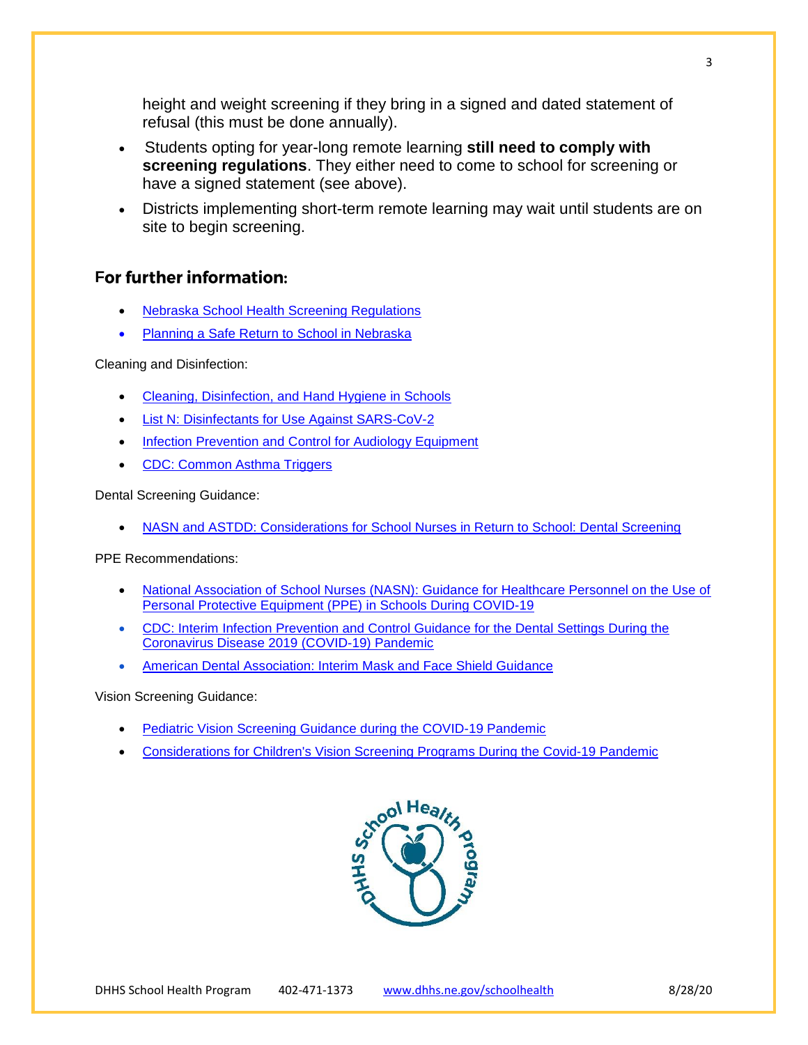height and weight screening if they bring in a signed and dated statement of refusal (this must be done annually).

- Students opting for year-long remote learning **still need to comply with screening regulations**. They either need to come to school for screening or have a signed statement (see above).
- Districts implementing short-term remote learning may wait until students are on site to begin screening.

## For further information:

- Nebraska School Health Screening Regulations
- Planning a Safe Return to School in Nebraska

Cleaning and Disinfection:

- Cleaning, Disinfection, and Hand Hygiene in Schools
- List N: Disinfectants for Use Against SARS-CoV-2
- Infection Prevention and Control for Audiology Equipment
- CDC: Common Asthma Triggers

Dental Screening Guidance:

- NASN and ASTDD: Considerations for School Nurses in Return to School: Dental Screening

PPE Recommendations:

- National Association of School Nurses (NASN): Guidance for Healthcare Personnel on the Use of Personal Protective Equipment (PPE) in Schools During COVID-19
- CDC: Interim Infection Prevention and Control Guidance for the Dental Settings During the Coronavirus Disease 2019 (COVID-19) Pandemic
- American Dental Association: Interim Mask and Face Shield Guidance

Vision Screening Guidance:

- Pediatric Vision Screening Guidance during the COVID-19 Pandemic
- Considerations for Children's Vision Screening Programs During the Covid-19 Pandemic

DHHS School Health Program 402-471-1373 www.dhhs.ne.gov/schoolhealth 8/28/20